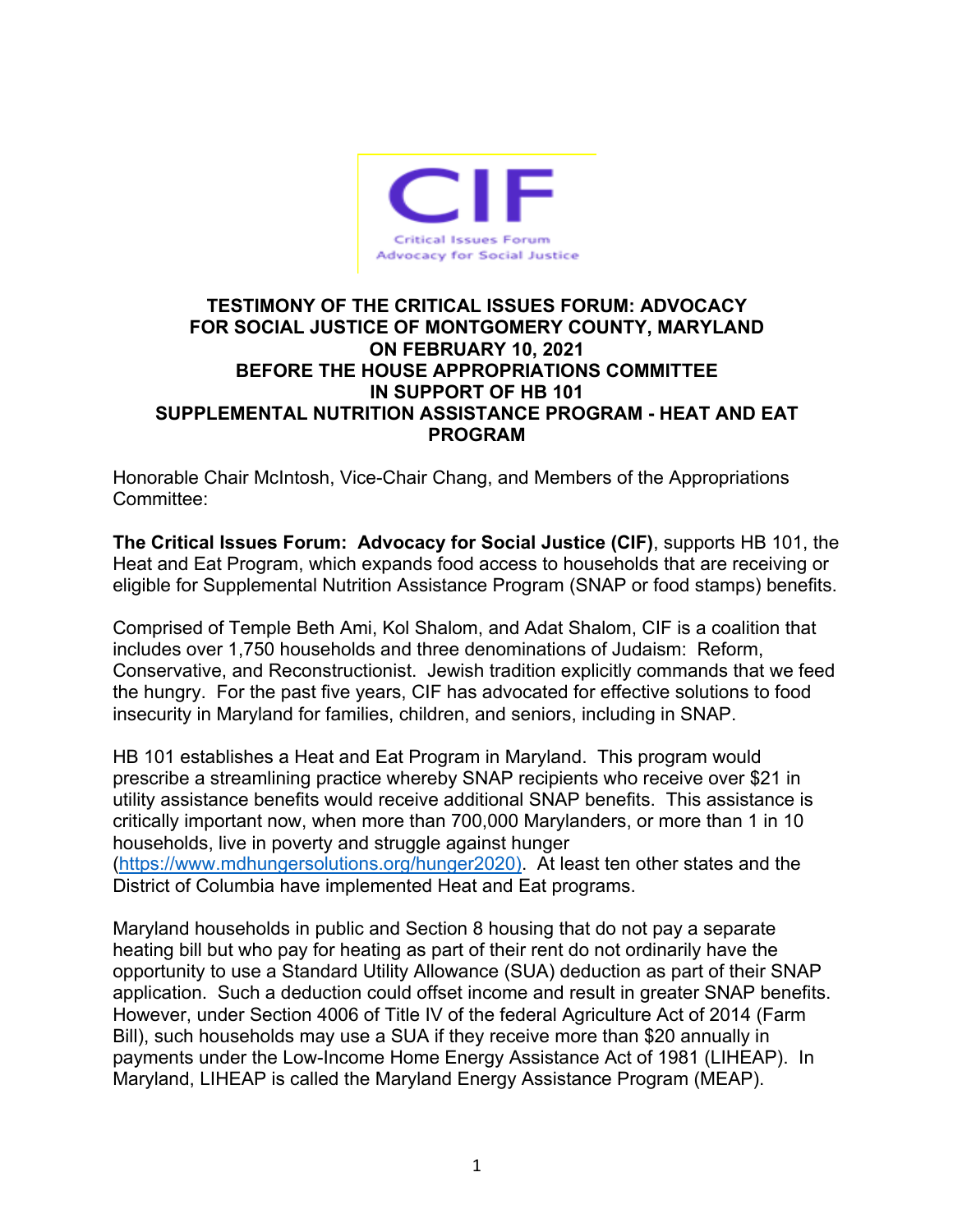CIF

Critical Issues Forum
Advocacy for Social Justice

# TESTIMONY OF THE CRITICAL ISSUES FORUM: ADVOCACY FOR SOCIAL JUSTICE OF MONTGOMERY COUNTY, MARYLAND ON FEBRUARY 10, 2021 BEFORE THE HOUSE APPROPRIATIONS COMMITTEE IN SUPPORT OF HB 101 SUPPLEMENTAL NUTRITION ASSISTANCE PROGRAM - HEAT AND EAT PROGRAM

Honorable Chair McIntosh, Vice-Chair Chang, and Members of the Appropriations Committee:

**The Critical Issues Forum: Advocacy for Social Justice (CIF)**, supports HB 101, the Heat and Eat Program, which expands food access to households that are receiving or eligible for Supplemental Nutrition Assistance Program (SNAP or food stamps) benefits.

Comprised of Temple Beth Ami, Kol Shalom, and Adat Shalom, CIF is a coalition that includes over 1,750 households and three denominations of Judaism: Reform, Conservative, and Reconstructionist. Jewish tradition explicitly commands that we feed the hungry. For the past five years, CIF has advocated for effective solutions to food insecurity in Maryland for families, children, and seniors, including in SNAP.

HB 101 establishes a Heat and Eat Program in Maryland. This program would prescribe a streamlining practice whereby SNAP recipients who receive over $21 in utility assistance benefits would receive additional SNAP benefits. This assistance is critically important now, when more than 700,000 Marylanders, or more than 1 in 10 households, live in poverty and struggle against hunger (https://www.mdhungersolutions.org/hunger2020). At least ten other states and the District of Columbia have implemented Heat and Eat programs.

Maryland households in public and Section 8 housing that do not pay a separate heating bill but who pay for heating as part of their rent do not ordinarily have the opportunity to use a Standard Utility Allowance (SUA) deduction as part of their SNAP application. Such a deduction could offset income and result in greater SNAP benefits. However, under Section 4006 of Title IV of the federal Agriculture Act of 2014 (Farm Bill), such households may use a SUA if they receive more than $20 annually in payments under the Low-Income Home Energy Assistance Act of 1981 (LIHEAP). In Maryland, LIHEAP is called the Maryland Energy Assistance Program (MEAP).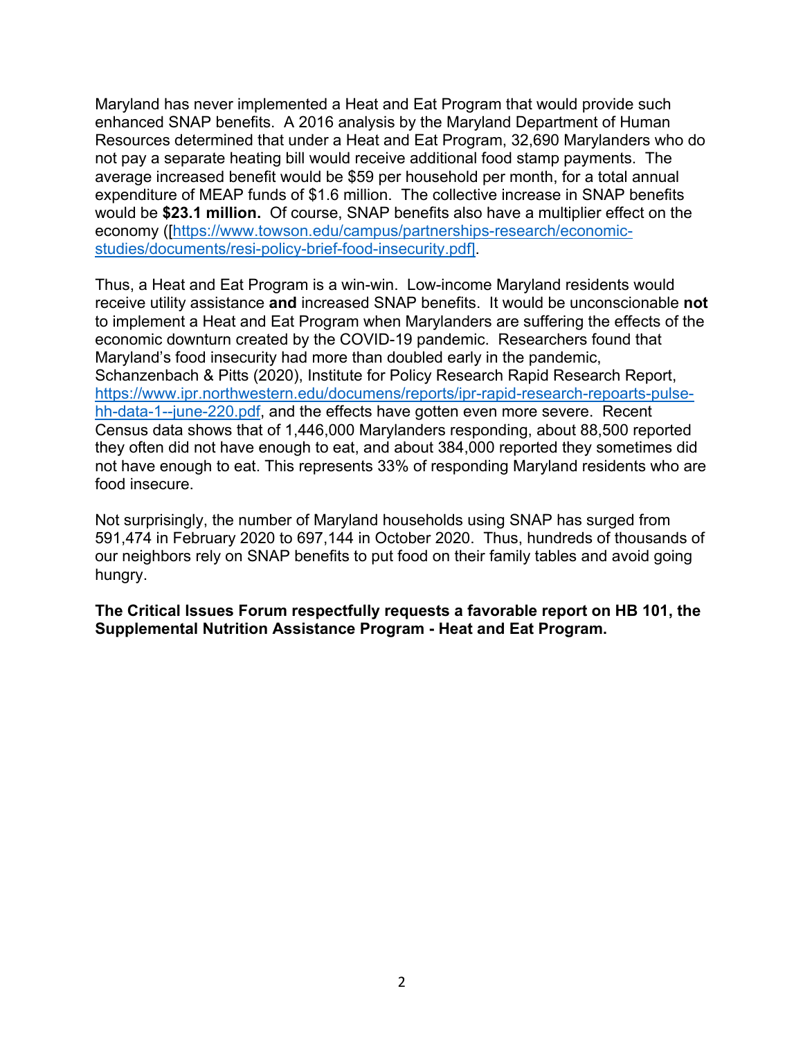Maryland has never implemented a Heat and Eat Program that would provide such enhanced SNAP benefits. A 2016 analysis by the Maryland Department of Human Resources determined that under a Heat and Eat Program, 32,690 Marylanders who do not pay a separate heating bill would receive additional food stamp payments. The average increased benefit would be $59 per household per month, for a total annual expenditure of MEAP funds of $1.6 million. The collective increase in SNAP benefits would be **$23.1 million.** Of course, SNAP benefits also have a multiplier effect on the economy ([https://www.towson.edu/campus/partnerships-research/economic-studies/documents/resi-policy-brief-food-insecurity.pdf].

Thus, a Heat and Eat Program is a win-win. Low-income Maryland residents would receive utility assistance **and** increased SNAP benefits. It would be unconscionable **not** to implement a Heat and Eat Program when Marylanders are suffering the effects of the economic downturn created by the COVID-19 pandemic. Researchers found that Maryland's food insecurity had more than doubled early in the pandemic, Schanzenbach & Pitts (2020), Institute for Policy Research Rapid Research Report, https://www.ipr.northwestern.edu/documens/reports/ipr-rapid-research-repoarts-pulse-hh-data-1--june-220.pdf, and the effects have gotten even more severe. Recent Census data shows that of 1,446,000 Marylanders responding, about 88,500 reported they often did not have enough to eat, and about 384,000 reported they sometimes did not have enough to eat. This represents 33% of responding Maryland residents who are food insecure.

Not surprisingly, the number of Maryland households using SNAP has surged from 591,474 in February 2020 to 697,144 in October 2020. Thus, hundreds of thousands of our neighbors rely on SNAP benefits to put food on their family tables and avoid going hungry.

**The Critical Issues Forum respectfully requests a favorable report on HB 101, the Supplemental Nutrition Assistance Program - Heat and Eat Program.**